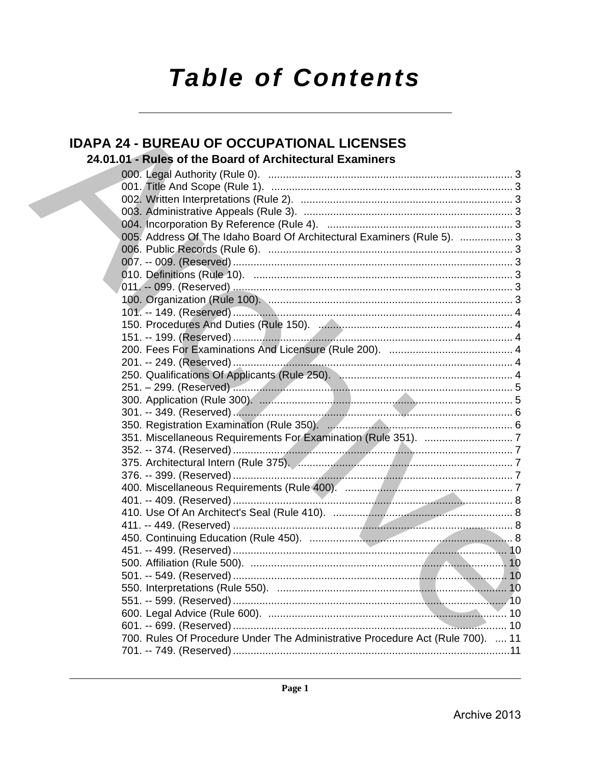# Table of Contents

## IDAPA 24 - BUREAU OF OCCUPATIONAL LICENSES

### 24.01.01 - Rules of the Board of Architectural Examiners

000. Legal Authority (Rule 0). ... 3
001. Title And Scope (Rule 1). ... 3
002. Written Interpretations (Rule 2). ... 3
003. Administrative Appeals (Rule 3). ... 3
004. Incorporation By Reference (Rule 4). ... 3
005. Address Of The Idaho Board Of Architectural Examiners (Rule 5). ... 3
006. Public Records (Rule 6). ... 3
007. -- 009. (Reserved) ... 3
010. Definitions (Rule 10). ... 3
011. -- 099. (Reserved) ... 3
100. Organization (Rule 100). ... 3
101. -- 149. (Reserved) ... 4
150. Procedures And Duties (Rule 150). ... 4
151. -- 199. (Reserved) ... 4
200. Fees For Examinations And Licensure (Rule 200). ... 4
201. -- 249. (Reserved) ... 4
250. Qualifications Of Applicants (Rule 250). ... 4
251. – 299. (Reserved) ... 5
300. Application (Rule 300). ... 5
301. -- 349. (Reserved) ... 6
350. Registration Examination (Rule 350). ... 6
351. Miscellaneous Requirements For Examination (Rule 351). ... 7
352. -- 374. (Reserved) ... 7
375. Architectural Intern (Rule 375). ... 7
376. -- 399. (Reserved) ... 7
400. Miscellaneous Requirements (Rule 400). ... 7
401. -- 409. (Reserved) ... 8
410. Use Of An Architect's Seal (Rule 410). ... 8
411. -- 449. (Reserved) ... 8
450. Continuing Education (Rule 450). ... 8
451. -- 499. (Reserved) ... 10
500. Affiliation (Rule 500). ... 10
501. -- 549. (Reserved) ... 10
550. Interpretations (Rule 550). ... 10
551. -- 599. (Reserved) ... 10
600. Legal Advice (Rule 600). ... 10
601. -- 699. (Reserved) ... 10
700. Rules Of Procedure Under The Administrative Procedure Act (Rule 700). ... 11
701. -- 749. (Reserved) ... 11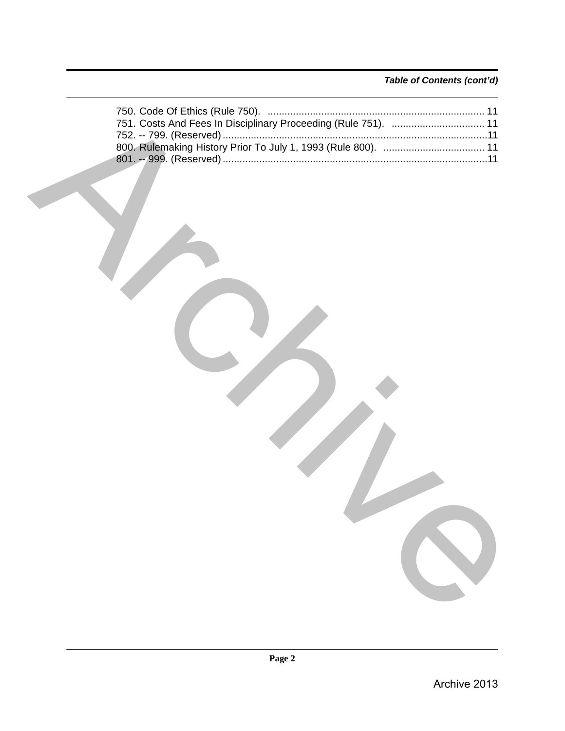*Table of Contents (cont'd)*

750. Code Of Ethics (Rule 750). ............................................................................ 11
751. Costs And Fees In Disciplinary Proceeding (Rule 751). ................................ 11
752. -- 799. (Reserved) .............................................................................................11
800. Rulemaking History Prior To July 1, 1993 (Rule 800). .................................... 11
801. -- 999. (Reserved) .............................................................................................11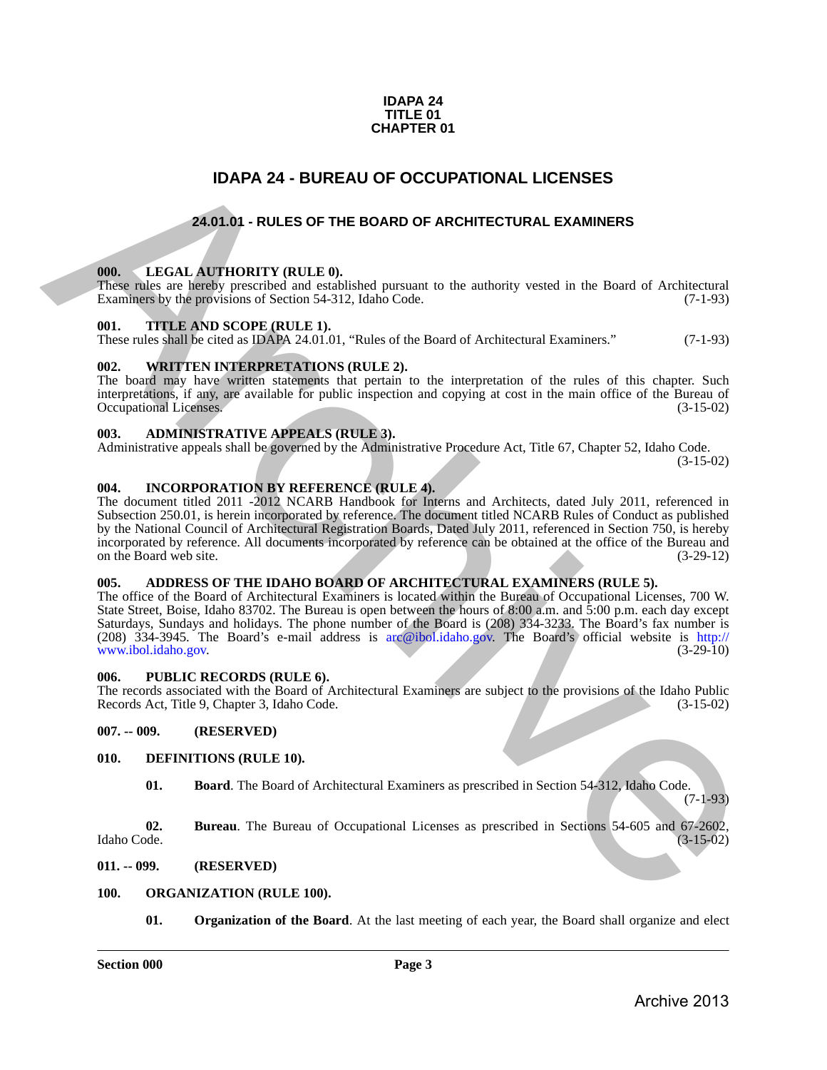**IDAPA 24**
**TITLE 01**
**CHAPTER 01**

# IDAPA 24 - BUREAU OF OCCUPATIONAL LICENSES

## 24.01.01 - RULES OF THE BOARD OF ARCHITECTURAL EXAMINERS

**000. LEGAL AUTHORITY (RULE 0).**
These rules are hereby prescribed and established pursuant to the authority vested in the Board of Architectural Examiners by the provisions of Section 54-312, Idaho Code. (7-1-93)

**001. TITLE AND SCOPE (RULE 1).**
These rules shall be cited as IDAPA 24.01.01, "Rules of the Board of Architectural Examiners." (7-1-93)

**002. WRITTEN INTERPRETATIONS (RULE 2).**
The board may have written statements that pertain to the interpretation of the rules of this chapter. Such interpretations, if any, are available for public inspection and copying at cost in the main office of the Bureau of Occupational Licenses. (3-15-02)

**003. ADMINISTRATIVE APPEALS (RULE 3).**
Administrative appeals shall be governed by the Administrative Procedure Act, Title 67, Chapter 52, Idaho Code. (3-15-02)

**004. INCORPORATION BY REFERENCE (RULE 4).**
The document titled 2011 -2012 NCARB Handbook for Interns and Architects, dated July 2011, referenced in Subsection 250.01, is herein incorporated by reference. The document titled NCARB Rules of Conduct as published by the National Council of Architectural Registration Boards, Dated July 2011, referenced in Section 750, is hereby incorporated by reference. All documents incorporated by reference can be obtained at the office of the Bureau and on the Board web site. (3-29-12)

**005. ADDRESS OF THE IDAHO BOARD OF ARCHITECTURAL EXAMINERS (RULE 5).**
The office of the Board of Architectural Examiners is located within the Bureau of Occupational Licenses, 700 W. State Street, Boise, Idaho 83702. The Bureau is open between the hours of 8:00 a.m. and 5:00 p.m. each day except Saturdays, Sundays and holidays. The phone number of the Board is (208) 334-3233. The Board's fax number is (208) 334-3945. The Board's e-mail address is arc@ibol.idaho.gov. The Board's official website is http://www.ibol.idaho.gov. (3-29-10)

**006. PUBLIC RECORDS (RULE 6).**
The records associated with the Board of Architectural Examiners are subject to the provisions of the Idaho Public Records Act, Title 9, Chapter 3, Idaho Code. (3-15-02)

**007. -- 009. (RESERVED)**

**010. DEFINITIONS (RULE 10).**

**01. Board**. The Board of Architectural Examiners as prescribed in Section 54-312, Idaho Code. (7-1-93)

**02. Bureau**. The Bureau of Occupational Licenses as prescribed in Sections 54-605 and 67-2602, Idaho Code. (3-15-02)

**011. -- 099. (RESERVED)**

**100. ORGANIZATION (RULE 100).**

**01. Organization of the Board**. At the last meeting of each year, the Board shall organize and elect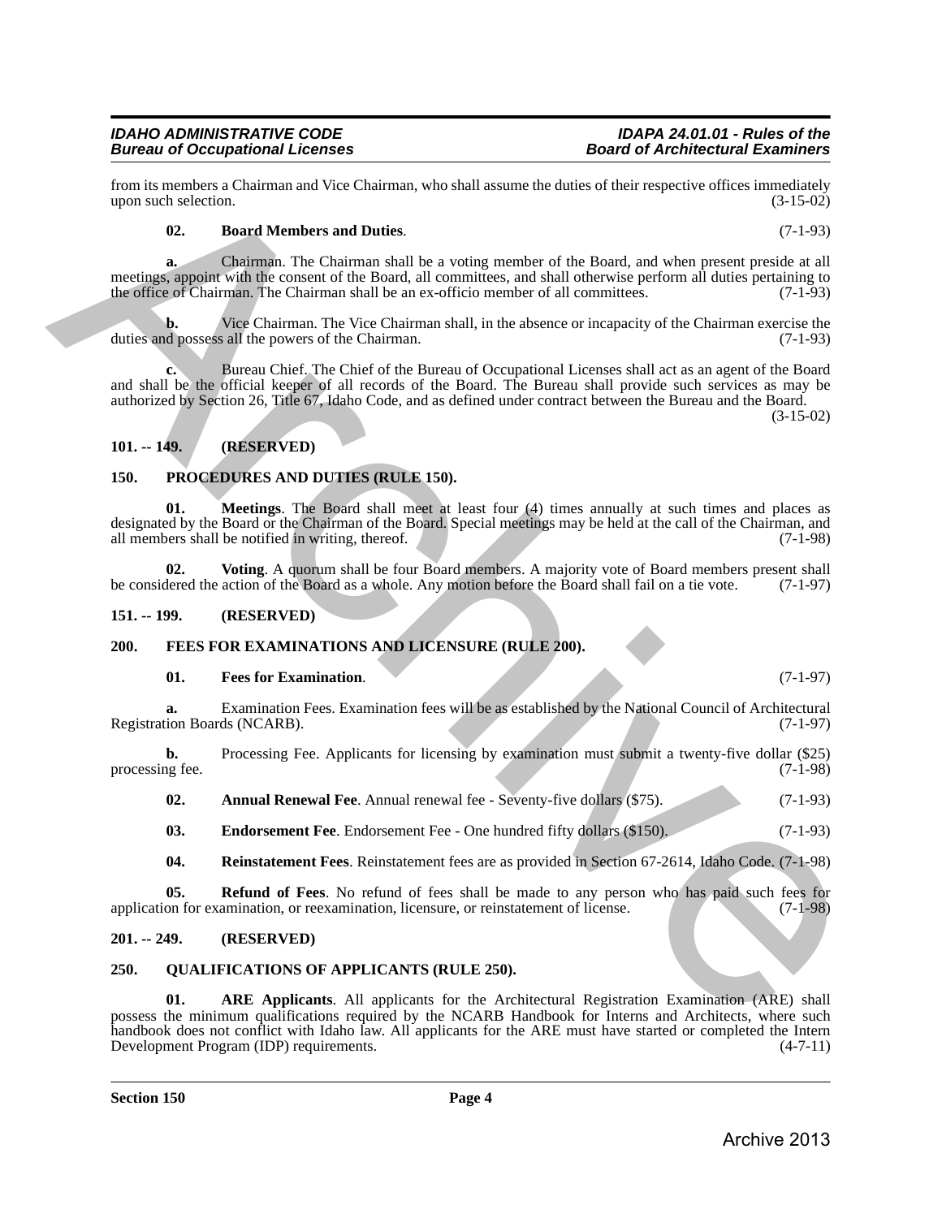from its members a Chairman and Vice Chairman, who shall assume the duties of their respective offices immediately upon such selection. (3-15-02)

**02. Board Members and Duties**. (7-1-93)

**a.** Chairman. The Chairman shall be a voting member of the Board, and when present preside at all meetings, appoint with the consent of the Board, all committees, and shall otherwise perform all duties pertaining to the office of Chairman. The Chairman shall be an ex-officio member of all committees. (7-1-93)

**b.** Vice Chairman. The Vice Chairman shall, in the absence or incapacity of the Chairman exercise the duties and possess all the powers of the Chairman. (7-1-93)

**c.** Bureau Chief. The Chief of the Bureau of Occupational Licenses shall act as an agent of the Board and shall be the official keeper of all records of the Board. The Bureau shall provide such services as may be authorized by Section 26, Title 67, Idaho Code, and as defined under contract between the Bureau and the Board. (3-15-02)

**101. -- 149. (RESERVED)**

**150. PROCEDURES AND DUTIES (RULE 150).**

**01. Meetings**. The Board shall meet at least four (4) times annually at such times and places as designated by the Board or the Chairman of the Board. Special meetings may be held at the call of the Chairman, and all members shall be notified in writing, thereof. (7-1-98)

**02. Voting**. A quorum shall be four Board members. A majority vote of Board members present shall be considered the action of the Board as a whole. Any motion before the Board shall fail on a tie vote. (7-1-97)

**151. -- 199. (RESERVED)**

**200. FEES FOR EXAMINATIONS AND LICENSURE (RULE 200).**

**01. Fees for Examination**. (7-1-97)

**a.** Examination Fees. Examination fees will be as established by the National Council of Architectural Registration Boards (NCARB). (7-1-97)

**b.** Processing Fee. Applicants for licensing by examination must submit a twenty-five dollar ($25) processing fee. (7-1-98)

**02. Annual Renewal Fee**. Annual renewal fee - Seventy-five dollars ($75). (7-1-93)

**03. Endorsement Fee**. Endorsement Fee - One hundred fifty dollars ($150). (7-1-93)

**04. Reinstatement Fees**. Reinstatement fees are as provided in Section 67-2614, Idaho Code. (7-1-98)

**05. Refund of Fees**. No refund of fees shall be made to any person who has paid such fees for application for examination, or reexamination, licensure, or reinstatement of license. (7-1-98)

**201. -- 249. (RESERVED)**

**250. QUALIFICATIONS OF APPLICANTS (RULE 250).**

**01. ARE Applicants**. All applicants for the Architectural Registration Examination (ARE) shall possess the minimum qualifications required by the NCARB Handbook for Interns and Architects, where such handbook does not conflict with Idaho law. All applicants for the ARE must have started or completed the Intern Development Program (IDP) requirements. (4-7-11)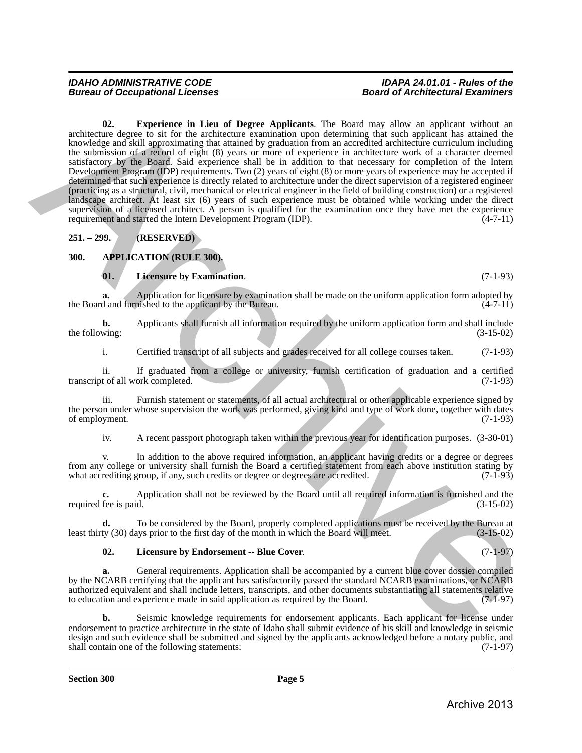**02. Experience in Lieu of Degree Applicants**. The Board may allow an applicant without an architecture degree to sit for the architecture examination upon determining that such applicant has attained the knowledge and skill approximating that attained by graduation from an accredited architecture curriculum including the submission of a record of eight (8) years or more of experience in architecture work of a character deemed satisfactory by the Board. Said experience shall be in addition to that necessary for completion of the Intern Development Program (IDP) requirements. Two (2) years of eight (8) or more years of experience may be accepted if determined that such experience is directly related to architecture under the direct supervision of a registered engineer (practicing as a structural, civil, mechanical or electrical engineer in the field of building construction) or a registered landscape architect. At least six (6) years of such experience must be obtained while working under the direct supervision of a licensed architect. A person is qualified for the examination once they have met the experience requirement and started the Intern Development Program (IDP). (4-7-11)

## 251. – 299. (RESERVED)

## 300. APPLICATION (RULE 300).

**01. Licensure by Examination**. (7-1-93)

**a.** Application for licensure by examination shall be made on the uniform application form adopted by the Board and furnished to the applicant by the Bureau. (4-7-11)

**b.** Applicants shall furnish all information required by the uniform application form and shall include the following: (3-15-02)

i. Certified transcript of all subjects and grades received for all college courses taken. (7-1-93)

ii. If graduated from a college or university, furnish certification of graduation and a certified transcript of all work completed. (7-1-93)

iii. Furnish statement or statements, of all actual architectural or other applicable experience signed by the person under whose supervision the work was performed, giving kind and type of work done, together with dates of employment. (7-1-93)

iv. A recent passport photograph taken within the previous year for identification purposes. (3-30-01)

v. In addition to the above required information, an applicant having credits or a degree or degrees from any college or university shall furnish the Board a certified statement from each above institution stating by what accrediting group, if any, such credits or degree or degrees are accredited. (7-1-93)

**c.** Application shall not be reviewed by the Board until all required information is furnished and the required fee is paid. (3-15-02)

**d.** To be considered by the Board, properly completed applications must be received by the Bureau at least thirty (30) days prior to the first day of the month in which the Board will meet. (3-15-02)

**02. Licensure by Endorsement -- Blue Cover**. (7-1-97)

**a.** General requirements. Application shall be accompanied by a current blue cover dossier compiled by the NCARB certifying that the applicant has satisfactorily passed the standard NCARB examinations, or NCARB authorized equivalent and shall include letters, transcripts, and other documents substantiating all statements relative to education and experience made in said application as required by the Board. (7-1-97)

**b.** Seismic knowledge requirements for endorsement applicants. Each applicant for license under endorsement to practice architecture in the state of Idaho shall submit evidence of his skill and knowledge in seismic design and such evidence shall be submitted and signed by the applicants acknowledged before a notary public, and shall contain one of the following statements: (7-1-97)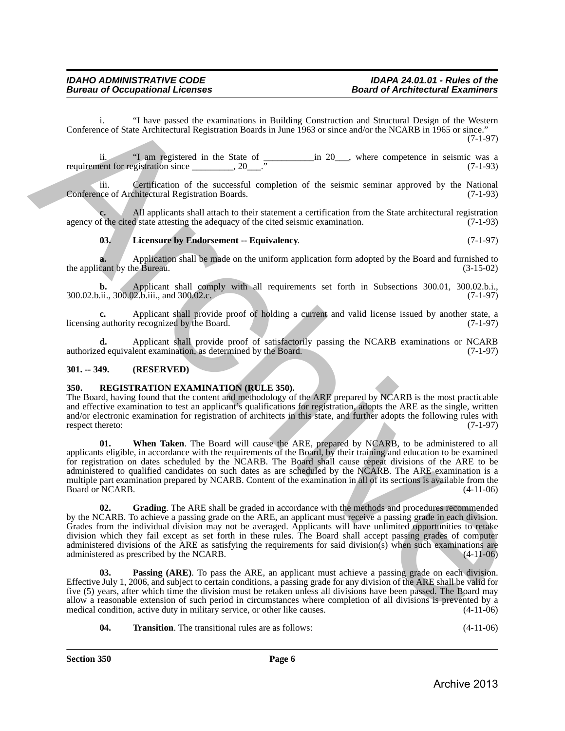i. "I have passed the examinations in Building Construction and Structural Design of the Western Conference of State Architectural Registration Boards in June 1963 or since and/or the NCARB in 1965 or since." (7-1-97)

ii. "I am registered in the State of ___________in 20___, where competence in seismic was a requirement for registration since _________, 20___." (7-1-93)

iii. Certification of the successful completion of the seismic seminar approved by the National Conference of Architectural Registration Boards. (7-1-93)

**c.** All applicants shall attach to their statement a certification from the State architectural registration agency of the cited state attesting the adequacy of the cited seismic examination. (7-1-93)

**03. Licensure by Endorsement -- Equivalency**. (7-1-97)

**a.** Application shall be made on the uniform application form adopted by the Board and furnished to the applicant by the Bureau. (3-15-02)

**b.** Applicant shall comply with all requirements set forth in Subsections 300.01, 300.02.b.i., 300.02.b.ii., 300.02.b.iii., and 300.02.c. (7-1-97)

**c.** Applicant shall provide proof of holding a current and valid license issued by another state, a licensing authority recognized by the Board. (7-1-97)

**d.** Applicant shall provide proof of satisfactorily passing the NCARB examinations or NCARB authorized equivalent examination, as determined by the Board. (7-1-97)

**301. -- 349. (RESERVED)**

**350. REGISTRATION EXAMINATION (RULE 350).**

The Board, having found that the content and methodology of the ARE prepared by NCARB is the most practicable and effective examination to test an applicant's qualifications for registration, adopts the ARE as the single, written and/or electronic examination for registration of architects in this state, and further adopts the following rules with respect thereto: (7-1-97)

**01. When Taken**. The Board will cause the ARE, prepared by NCARB, to be administered to all applicants eligible, in accordance with the requirements of the Board, by their training and education to be examined for registration on dates scheduled by the NCARB. The Board shall cause repeat divisions of the ARE to be administered to qualified candidates on such dates as are scheduled by the NCARB. The ARE examination is a multiple part examination prepared by NCARB. Content of the examination in all of its sections is available from the Board or NCARB. (4-11-06)

**02. Grading**. The ARE shall be graded in accordance with the methods and procedures recommended by the NCARB. To achieve a passing grade on the ARE, an applicant must receive a passing grade in each division. Grades from the individual division may not be averaged. Applicants will have unlimited opportunities to retake division which they fail except as set forth in these rules. The Board shall accept passing grades of computer administered divisions of the ARE as satisfying the requirements for said division(s) when such examinations are administered as prescribed by the NCARB. (4-11-06)

**03. Passing (ARE)**. To pass the ARE, an applicant must achieve a passing grade on each division. Effective July 1, 2006, and subject to certain conditions, a passing grade for any division of the ARE shall be valid for five (5) years, after which time the division must be retaken unless all divisions have been passed. The Board may allow a reasonable extension of such period in circumstances where completion of all divisions is prevented by a medical condition, active duty in military service, or other like causes. (4-11-06)

**04. Transition**. The transitional rules are as follows: (4-11-06)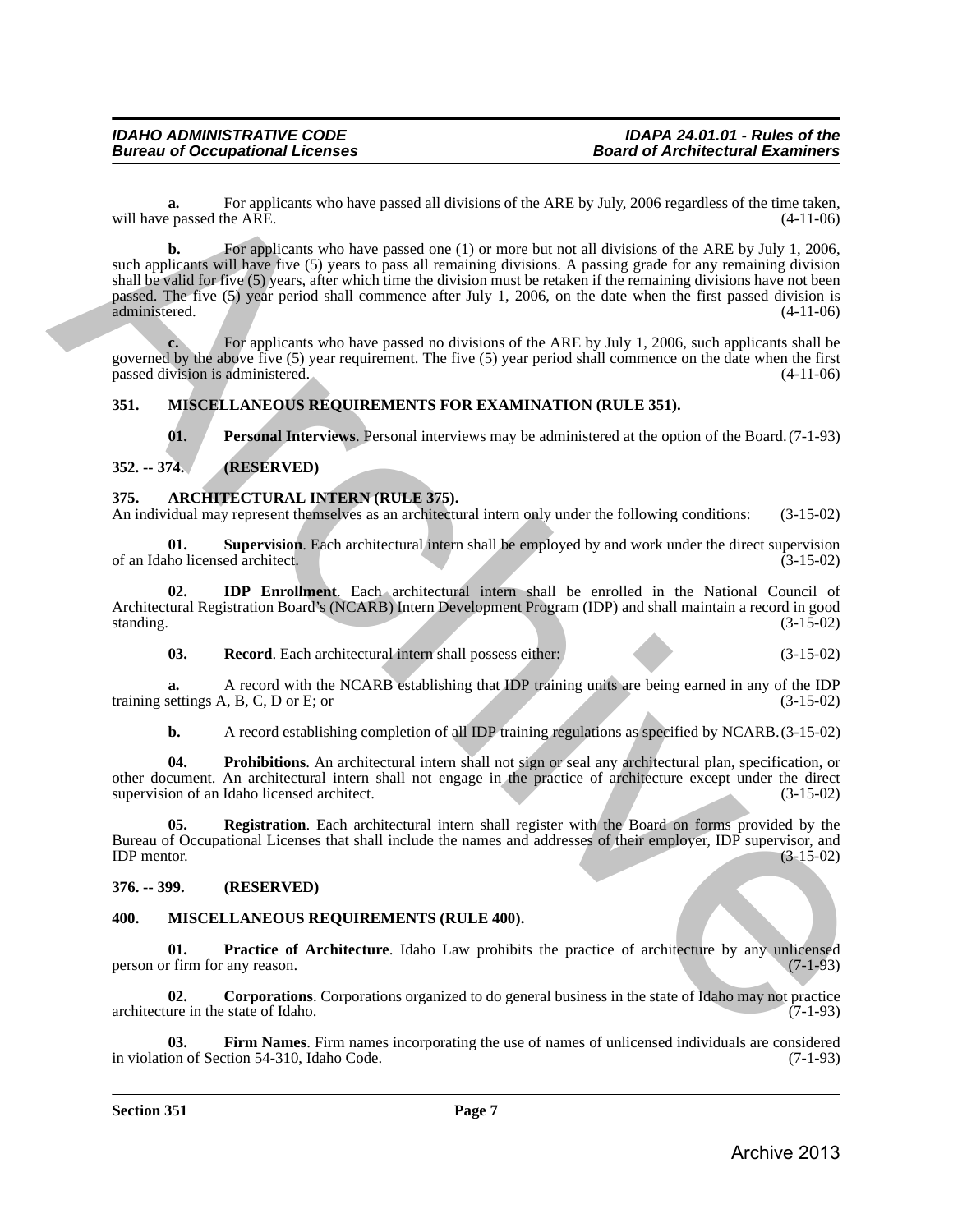**a.** For applicants who have passed all divisions of the ARE by July, 2006 regardless of the time taken, will have passed the ARE. (4-11-06)

**b.** For applicants who have passed one (1) or more but not all divisions of the ARE by July 1, 2006, such applicants will have five (5) years to pass all remaining divisions. A passing grade for any remaining division shall be valid for five (5) years, after which time the division must be retaken if the remaining divisions have not been passed. The five (5) year period shall commence after July 1, 2006, on the date when the first passed division is administered. (4-11-06)

**c.** For applicants who have passed no divisions of the ARE by July 1, 2006, such applicants shall be governed by the above five (5) year requirement. The five (5) year period shall commence on the date when the first passed division is administered. (4-11-06)

### 351. MISCELLANEOUS REQUIREMENTS FOR EXAMINATION (RULE 351).

**01. Personal Interviews**. Personal interviews may be administered at the option of the Board. (7-1-93)

### 352. -- 374. (RESERVED)

### 375. ARCHITECTURAL INTERN (RULE 375).

An individual may represent themselves as an architectural intern only under the following conditions: (3-15-02)

**01. Supervision**. Each architectural intern shall be employed by and work under the direct supervision of an Idaho licensed architect. (3-15-02)

**02. IDP Enrollment**. Each architectural intern shall be enrolled in the National Council of Architectural Registration Board's (NCARB) Intern Development Program (IDP) and shall maintain a record in good standing. (3-15-02)

**03. Record**. Each architectural intern shall possess either: (3-15-02)

**a.** A record with the NCARB establishing that IDP training units are being earned in any of the IDP training settings A, B, C, D or E; or (3-15-02)

**b.** A record establishing completion of all IDP training regulations as specified by NCARB. (3-15-02)

**04. Prohibitions**. An architectural intern shall not sign or seal any architectural plan, specification, or other document. An architectural intern shall not engage in the practice of architecture except under the direct supervision of an Idaho licensed architect. (3-15-02)

**05. Registration**. Each architectural intern shall register with the Board on forms provided by the Bureau of Occupational Licenses that shall include the names and addresses of their employer, IDP supervisor, and IDP mentor. (3-15-02)

### 376. -- 399. (RESERVED)

### 400. MISCELLANEOUS REQUIREMENTS (RULE 400).

**01. Practice of Architecture**. Idaho Law prohibits the practice of architecture by any unlicensed person or firm for any reason. (7-1-93)

**02. Corporations**. Corporations organized to do general business in the state of Idaho may not practice architecture in the state of Idaho. (7-1-93)

**03. Firm Names**. Firm names incorporating the use of names of unlicensed individuals are considered in violation of Section 54-310, Idaho Code. (7-1-93)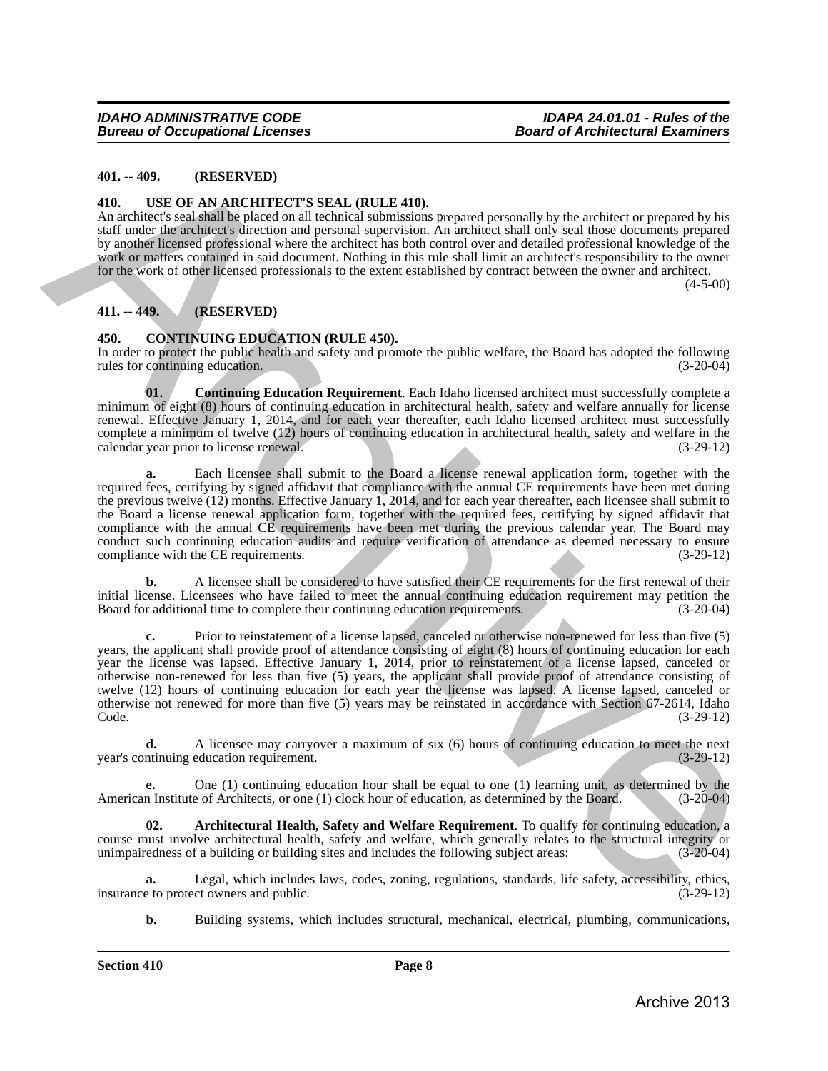**401. -- 409. (RESERVED)**

**410. USE OF AN ARCHITECT'S SEAL (RULE 410).**

An architect's seal shall be placed on all technical submissions prepared personally by the architect or prepared by his staff under the architect's direction and personal supervision. An architect shall only seal those documents prepared by another licensed professional where the architect has both control over and detailed professional knowledge of the work or matters contained in said document. Nothing in this rule shall limit an architect's responsibility to the owner for the work of other licensed professionals to the extent established by contract between the owner and architect. (4-5-00)

**411. -- 449. (RESERVED)**

**450. CONTINUING EDUCATION (RULE 450).**

In order to protect the public health and safety and promote the public welfare, the Board has adopted the following rules for continuing education. (3-20-04)

**01. Continuing Education Requirement**. Each Idaho licensed architect must successfully complete a minimum of eight (8) hours of continuing education in architectural health, safety and welfare annually for license renewal. Effective January 1, 2014, and for each year thereafter, each Idaho licensed architect must successfully complete a minimum of twelve (12) hours of continuing education in architectural health, safety and welfare in the calendar year prior to license renewal. (3-29-12)

**a.** Each licensee shall submit to the Board a license renewal application form, together with the required fees, certifying by signed affidavit that compliance with the annual CE requirements have been met during the previous twelve (12) months. Effective January 1, 2014, and for each year thereafter, each licensee shall submit to the Board a license renewal application form, together with the required fees, certifying by signed affidavit that compliance with the annual CE requirements have been met during the previous calendar year. The Board may conduct such continuing education audits and require verification of attendance as deemed necessary to ensure compliance with the CE requirements. (3-29-12)

**b.** A licensee shall be considered to have satisfied their CE requirements for the first renewal of their initial license. Licensees who have failed to meet the annual continuing education requirement may petition the Board for additional time to complete their continuing education requirements. (3-20-04)

**c.** Prior to reinstatement of a license lapsed, canceled or otherwise non-renewed for less than five (5) years, the applicant shall provide proof of attendance consisting of eight (8) hours of continuing education for each year the license was lapsed. Effective January 1, 2014, prior to reinstatement of a license lapsed, canceled or otherwise non-renewed for less than five (5) years, the applicant shall provide proof of attendance consisting of twelve (12) hours of continuing education for each year the license was lapsed. A license lapsed, canceled or otherwise not renewed for more than five (5) years may be reinstated in accordance with Section 67-2614, Idaho Code. (3-29-12)

**d.** A licensee may carryover a maximum of six (6) hours of continuing education to meet the next year's continuing education requirement. (3-29-12)

**e.** One (1) continuing education hour shall be equal to one (1) learning unit, as determined by the American Institute of Architects, or one (1) clock hour of education, as determined by the Board. (3-20-04)

**02. Architectural Health, Safety and Welfare Requirement**. To qualify for continuing education, a course must involve architectural health, safety and welfare, which generally relates to the structural integrity or unimpairedness of a building or building sites and includes the following subject areas: (3-20-04)

**a.** Legal, which includes laws, codes, zoning, regulations, standards, life safety, accessibility, ethics, insurance to protect owners and public. (3-29-12)

**b.** Building systems, which includes structural, mechanical, electrical, plumbing, communications,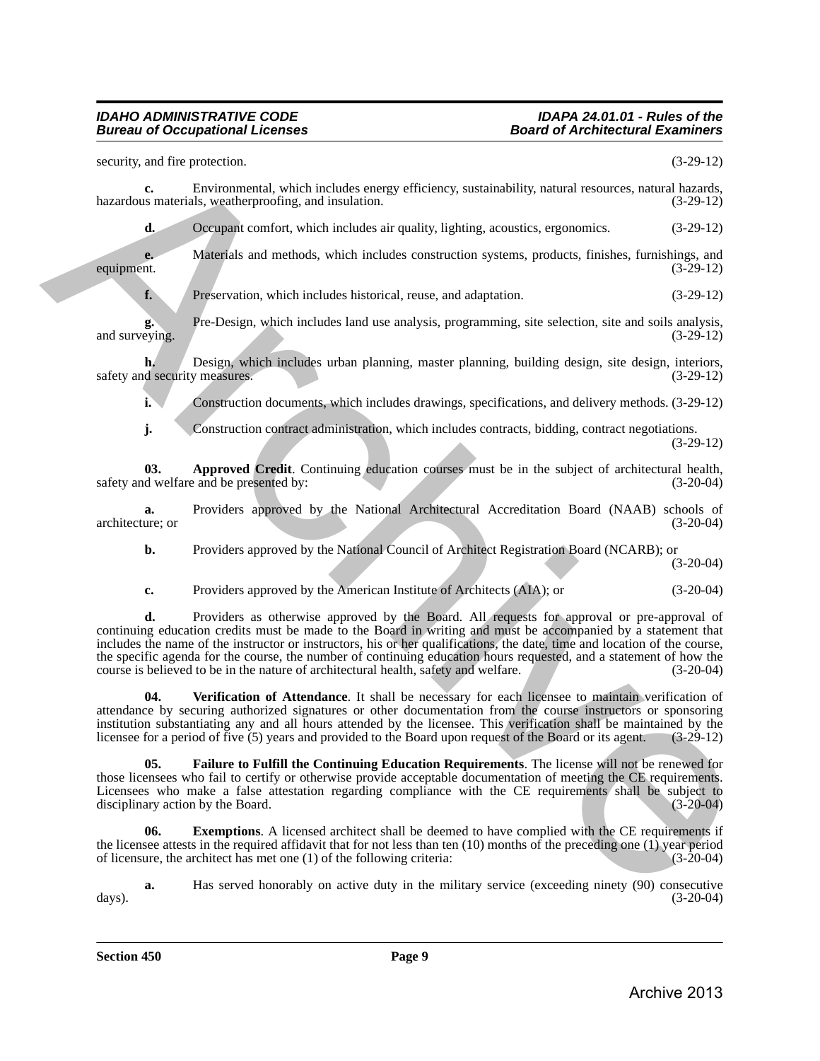security, and fire protection. (3-29-12)

**c.** Environmental, which includes energy efficiency, sustainability, natural resources, natural hazards, hazardous materials, weatherproofing, and insulation. (3-29-12)

**d.** Occupant comfort, which includes air quality, lighting, acoustics, ergonomics. (3-29-12)

**e.** Materials and methods, which includes construction systems, products, finishes, furnishings, and equipment. (3-29-12)

**f.** Preservation, which includes historical, reuse, and adaptation. (3-29-12)

**g.** Pre-Design, which includes land use analysis, programming, site selection, site and soils analysis, and surveying. (3-29-12)

**h.** Design, which includes urban planning, master planning, building design, site design, interiors, safety and security measures. (3-29-12)

**i.** Construction documents, which includes drawings, specifications, and delivery methods. (3-29-12)

**j.** Construction contract administration, which includes contracts, bidding, contract negotiations. (3-29-12)

**03. Approved Credit**. Continuing education courses must be in the subject of architectural health, safety and welfare and be presented by: (3-20-04)

**a.** Providers approved by the National Architectural Accreditation Board (NAAB) schools of architecture; or (3-20-04)

**b.** Providers approved by the National Council of Architect Registration Board (NCARB); or (3-20-04)

**c.** Providers approved by the American Institute of Architects (AIA); or (3-20-04)

**d.** Providers as otherwise approved by the Board. All requests for approval or pre-approval of continuing education credits must be made to the Board in writing and must be accompanied by a statement that includes the name of the instructor or instructors, his or her qualifications, the date, time and location of the course, the specific agenda for the course, the number of continuing education hours requested, and a statement of how the course is believed to be in the nature of architectural health, safety and welfare. (3-20-04)

**04. Verification of Attendance**. It shall be necessary for each licensee to maintain verification of attendance by securing authorized signatures or other documentation from the course instructors or sponsoring institution substantiating any and all hours attended by the licensee. This verification shall be maintained by the licensee for a period of five (5) years and provided to the Board upon request of the Board or its agent. (3-29-12)

**05. Failure to Fulfill the Continuing Education Requirements**. The license will not be renewed for those licensees who fail to certify or otherwise provide acceptable documentation of meeting the CE requirements. Licensees who make a false attestation regarding compliance with the CE requirements shall be subject to disciplinary action by the Board. (3-20-04)

**06. Exemptions**. A licensed architect shall be deemed to have complied with the CE requirements if the licensee attests in the required affidavit that for not less than ten (10) months of the preceding one (1) year period of licensure, the architect has met one (1) of the following criteria: (3-20-04)

**a.** Has served honorably on active duty in the military service (exceeding ninety (90) consecutive days). (3-20-04)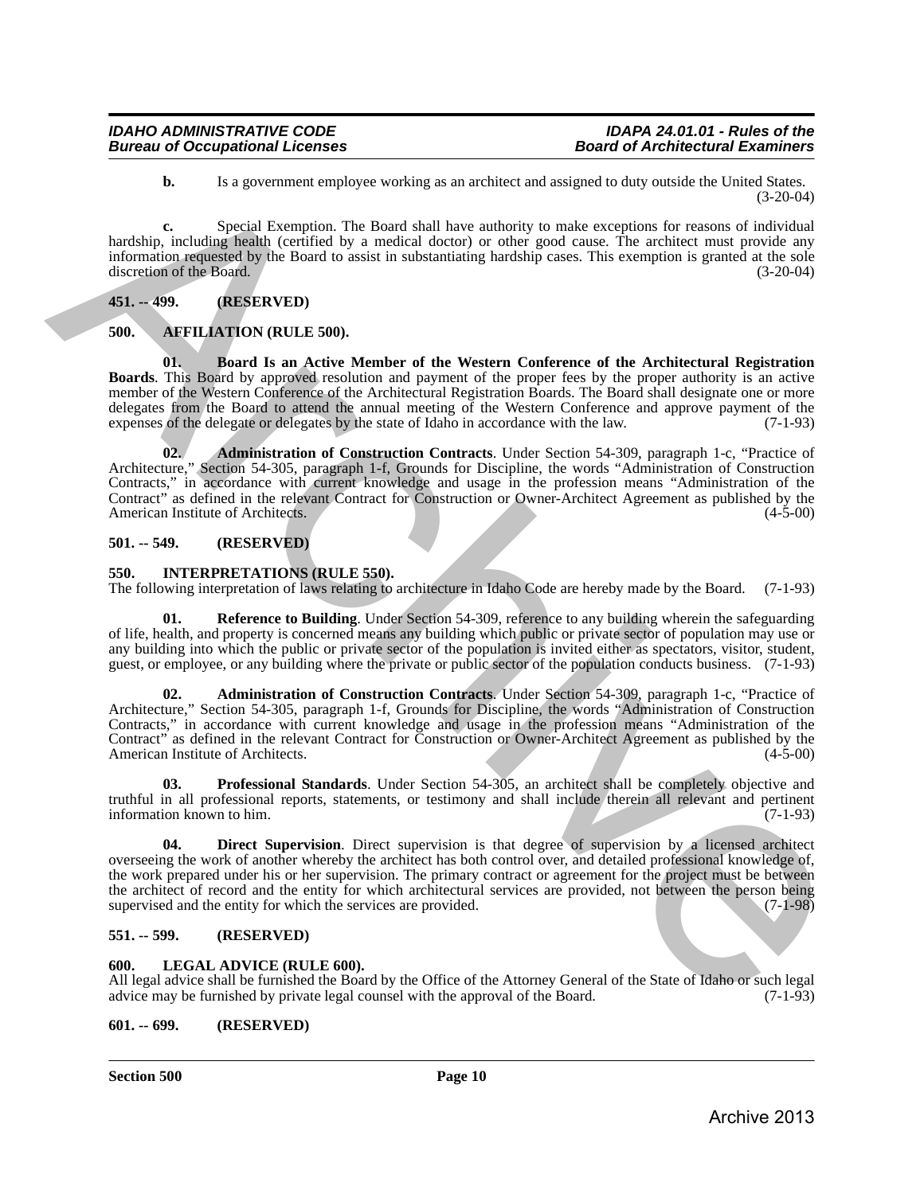**b.** Is a government employee working as an architect and assigned to duty outside the United States. (3-20-04)

**c.** Special Exemption. The Board shall have authority to make exceptions for reasons of individual hardship, including health (certified by a medical doctor) or other good cause. The architect must provide any information requested by the Board to assist in substantiating hardship cases. This exemption is granted at the sole discretion of the Board. (3-20-04)

**451. -- 499. (RESERVED)**

**500. AFFILIATION (RULE 500).**

**01. Board Is an Active Member of the Western Conference of the Architectural Registration Boards**. This Board by approved resolution and payment of the proper fees by the proper authority is an active member of the Western Conference of the Architectural Registration Boards. The Board shall designate one or more delegates from the Board to attend the annual meeting of the Western Conference and approve payment of the expenses of the delegate or delegates by the state of Idaho in accordance with the law. (7-1-93)

**02. Administration of Construction Contracts**. Under Section 54-309, paragraph 1-c, "Practice of Architecture," Section 54-305, paragraph 1-f, Grounds for Discipline, the words "Administration of Construction Contracts," in accordance with current knowledge and usage in the profession means "Administration of the Contract" as defined in the relevant Contract for Construction or Owner-Architect Agreement as published by the American Institute of Architects. (4-5-00)

**501. -- 549. (RESERVED)**

**550. INTERPRETATIONS (RULE 550).**

The following interpretation of laws relating to architecture in Idaho Code are hereby made by the Board. (7-1-93)

**01. Reference to Building**. Under Section 54-309, reference to any building wherein the safeguarding of life, health, and property is concerned means any building which public or private sector of population may use or any building into which the public or private sector of the population is invited either as spectators, visitor, student, guest, or employee, or any building where the private or public sector of the population conducts business. (7-1-93)

**02. Administration of Construction Contracts**. Under Section 54-309, paragraph 1-c, "Practice of Architecture," Section 54-305, paragraph 1-f, Grounds for Discipline, the words "Administration of Construction Contracts," in accordance with current knowledge and usage in the profession means "Administration of the Contract" as defined in the relevant Contract for Construction or Owner-Architect Agreement as published by the American Institute of Architects. (4-5-00)

**03. Professional Standards**. Under Section 54-305, an architect shall be completely objective and truthful in all professional reports, statements, or testimony and shall include therein all relevant and pertinent information known to him. (7-1-93)

**04. Direct Supervision**. Direct supervision is that degree of supervision by a licensed architect overseeing the work of another whereby the architect has both control over, and detailed professional knowledge of, the work prepared under his or her supervision. The primary contract or agreement for the project must be between the architect of record and the entity for which architectural services are provided, not between the person being supervised and the entity for which the services are provided. (7-1-98)

**551. -- 599. (RESERVED)**

**600. LEGAL ADVICE (RULE 600).**

All legal advice shall be furnished the Board by the Office of the Attorney General of the State of Idaho or such legal advice may be furnished by private legal counsel with the approval of the Board. (7-1-93)

**601. -- 699. (RESERVED)**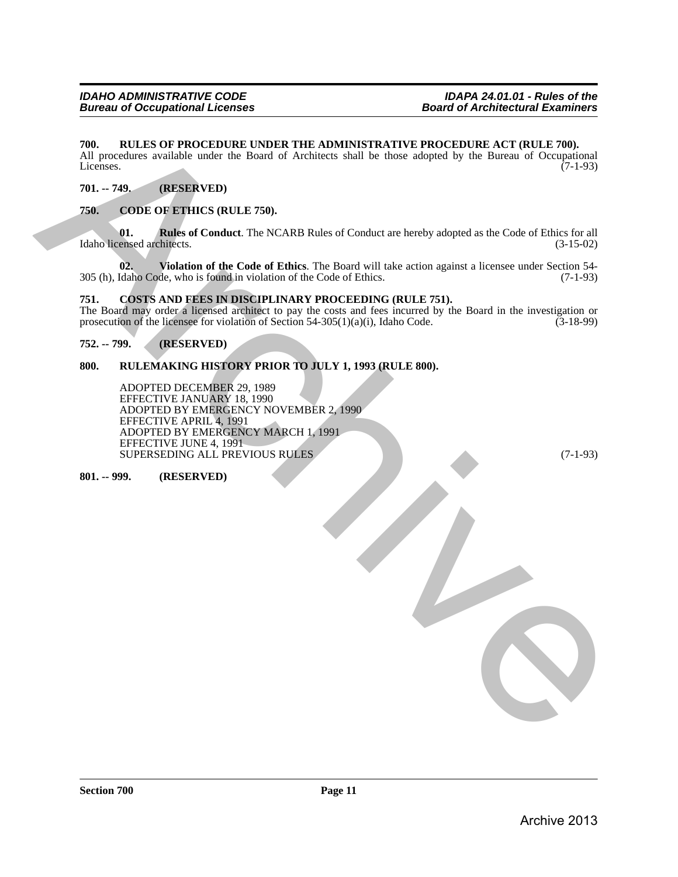**700. RULES OF PROCEDURE UNDER THE ADMINISTRATIVE PROCEDURE ACT (RULE 700).**

All procedures available under the Board of Architects shall be those adopted by the Bureau of Occupational Licenses. (7-1-93)

**701. -- 749. (RESERVED)**

**750. CODE OF ETHICS (RULE 750).**

**01. Rules of Conduct**. The NCARB Rules of Conduct are hereby adopted as the Code of Ethics for all Idaho licensed architects. (3-15-02)

**02. Violation of the Code of Ethics**. The Board will take action against a licensee under Section 54-305 (h), Idaho Code, who is found in violation of the Code of Ethics. (7-1-93)

**751. COSTS AND FEES IN DISCIPLINARY PROCEEDING (RULE 751).**

The Board may order a licensed architect to pay the costs and fees incurred by the Board in the investigation or prosecution of the licensee for violation of Section 54-305(1)(a)(i), Idaho Code. (3-18-99)

**752. -- 799. (RESERVED)**

**800. RULEMAKING HISTORY PRIOR TO JULY 1, 1993 (RULE 800).**

ADOPTED DECEMBER 29, 1989
EFFECTIVE JANUARY 18, 1990
ADOPTED BY EMERGENCY NOVEMBER 2, 1990
EFFECTIVE APRIL 4, 1991
ADOPTED BY EMERGENCY MARCH 1, 1991
EFFECTIVE JUNE 4, 1991
SUPERSEDING ALL PREVIOUS RULES (7-1-93)

**801. -- 999. (RESERVED)**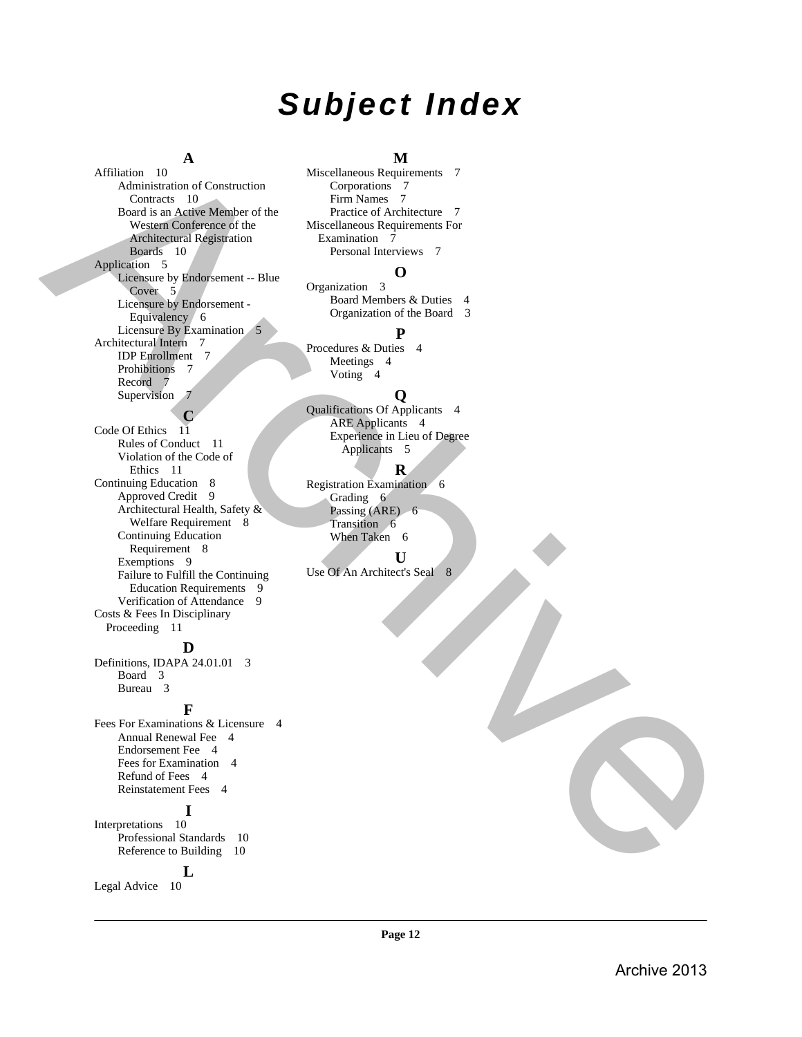# Subject Index

**A**

Affiliation 10
- Administration of Construction Contracts 10
- Board is an Active Member of the Western Conference of the Architectural Registration Boards 10

Application 5
- Licensure by Endorsement -- Blue Cover 5
- Licensure by Endorsement - Equivalency 6
- Licensure By Examination 5

Architectural Intern 7
- IDP Enrollment 7
- Prohibitions 7
- Record 7
- Supervision 7

**C**

Code Of Ethics 11
- Rules of Conduct 11
- Violation of the Code of Ethics 11

Continuing Education 8
- Approved Credit 9
- Architectural Health, Safety & Welfare Requirement 8
- Continuing Education Requirement 8
- Exemptions 9
- Failure to Fulfill the Continuing Education Requirements 9
- Verification of Attendance 9

Costs & Fees In Disciplinary Proceeding 11

**D**

Definitions, IDAPA 24.01.01 3
- Board 3
- Bureau 3

**F**

Fees For Examinations & Licensure 4
- Annual Renewal Fee 4
- Endorsement Fee 4
- Fees for Examination 4
- Refund of Fees 4
- Reinstatement Fees 4

**I**

Interpretations 10
- Professional Standards 10
- Reference to Building 10

**L**

Legal Advice 10

**M**

Miscellaneous Requirements 7
- Corporations 7
- Firm Names 7
- Practice of Architecture 7

Miscellaneous Requirements For Examination 7
- Personal Interviews 7

**O**

Organization 3
- Board Members & Duties 4
- Organization of the Board 3

**P**

Procedures & Duties 4
- Meetings 4
- Voting 4

**Q**

Qualifications Of Applicants 4
- ARE Applicants 4
- Experience in Lieu of Degree Applicants 5

**R**

Registration Examination 6
- Grading 6
- Passing (ARE) 6
- Transition 6
- When Taken 6

**U**

Use Of An Architect's Seal 8